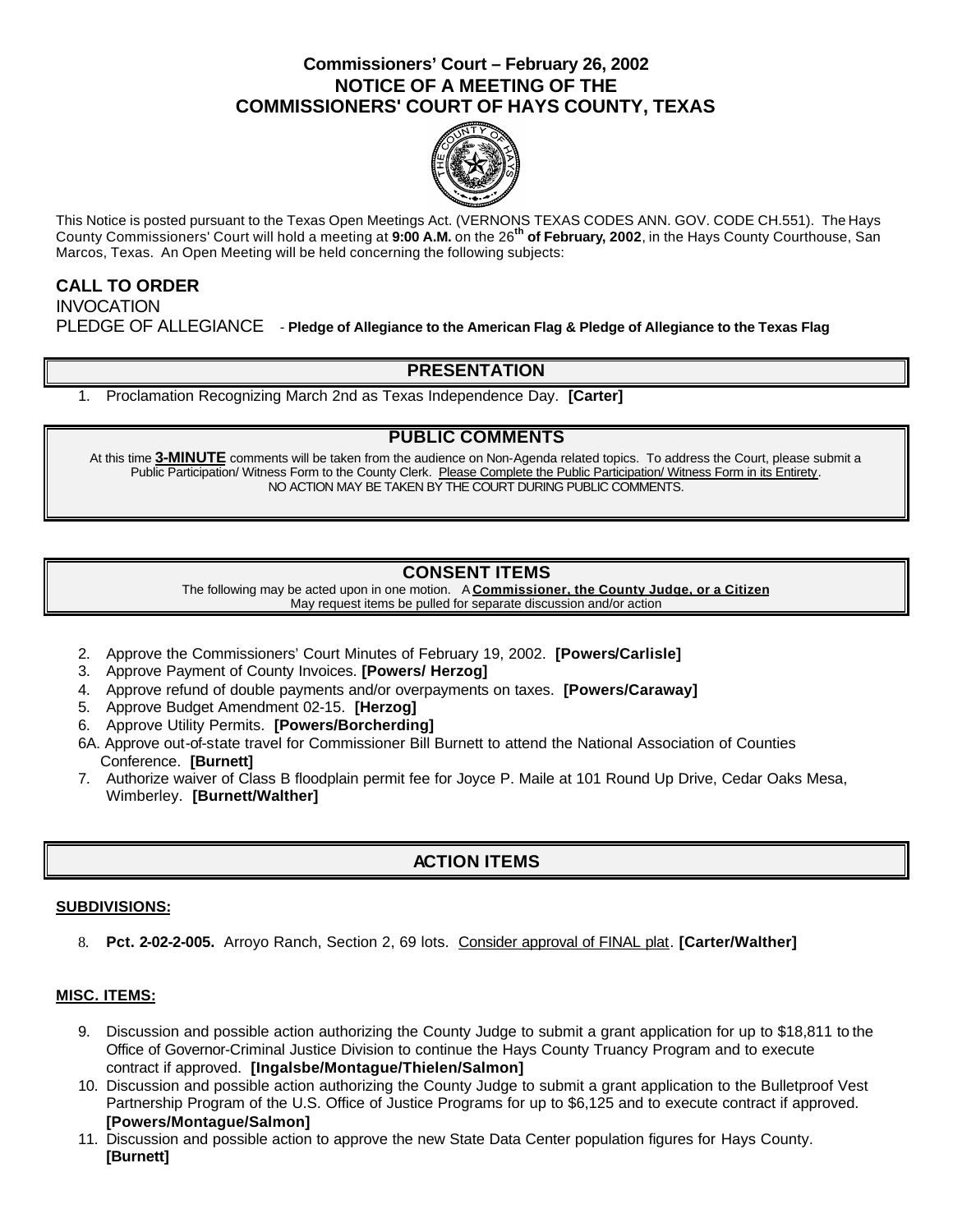# Commissioners' Court – February 26, 2002
# NOTICE OF A MEETING OF THE COMMISSIONERS' COURT OF HAYS COUNTY, TEXAS

This Notice is posted pursuant to the Texas Open Meetings Act. (VERNONS TEXAS CODES ANN. GOV. CODE CH.551). The Hays County Commissioners' Court will hold a meeting at **9:00 A.M.** on the 26**th of February, 2002**, in the Hays County Courthouse, San Marcos, Texas. An Open Meeting will be held concerning the following subjects:

**CALL TO ORDER**

INVOCATION

PLEDGE OF ALLEGIANCE - **Pledge of Allegiance to the American Flag & Pledge of Allegiance to the Texas Flag**

## PRESENTATION

1. Proclamation Recognizing March 2nd as Texas Independence Day. **[Carter]**

## PUBLIC COMMENTS

At this time **3-MINUTE** comments will be taken from the audience on Non-Agenda related topics. To address the Court, please submit a Public Participation/ Witness Form to the County Clerk. Please Complete the Public Participation/ Witness Form in its Entirety.
NO ACTION MAY BE TAKEN BY THE COURT DURING PUBLIC COMMENTS.

## CONSENT ITEMS

The following may be acted upon in one motion. A **Commissioner, the County Judge, or a Citizen** May request items be pulled for separate discussion and/or action

2. Approve the Commissioners' Court Minutes of February 19, 2002. **[Powers/Carlisle]**
3. Approve Payment of County Invoices. **[Powers/ Herzog]**
4. Approve refund of double payments and/or overpayments on taxes. **[Powers/Caraway]**
5. Approve Budget Amendment 02-15. **[Herzog]**
6. Approve Utility Permits. **[Powers/Borcherding]**

6A. Approve out-of-state travel for Commissioner Bill Burnett to attend the National Association of Counties Conference. **[Burnett]**

7. Authorize waiver of Class B floodplain permit fee for Joyce P. Maile at 101 Round Up Drive, Cedar Oaks Mesa, Wimberley. **[Burnett/Walther]**

## ACTION ITEMS

**SUBDIVISIONS:**

8. **Pct. 2-02-2-005.** Arroyo Ranch, Section 2, 69 lots. Consider approval of FINAL plat. **[Carter/Walther]**

**MISC. ITEMS:**

9. Discussion and possible action authorizing the County Judge to submit a grant application for up to $18,811 to the Office of Governor-Criminal Justice Division to continue the Hays County Truancy Program and to execute contract if approved. **[Ingalsbe/Montague/Thielen/Salmon]**
10. Discussion and possible action authorizing the County Judge to submit a grant application to the Bulletproof Vest Partnership Program of the U.S. Office of Justice Programs for up to $6,125 and to execute contract if approved. **[Powers/Montague/Salmon]**
11. Discussion and possible action to approve the new State Data Center population figures for Hays County. **[Burnett]**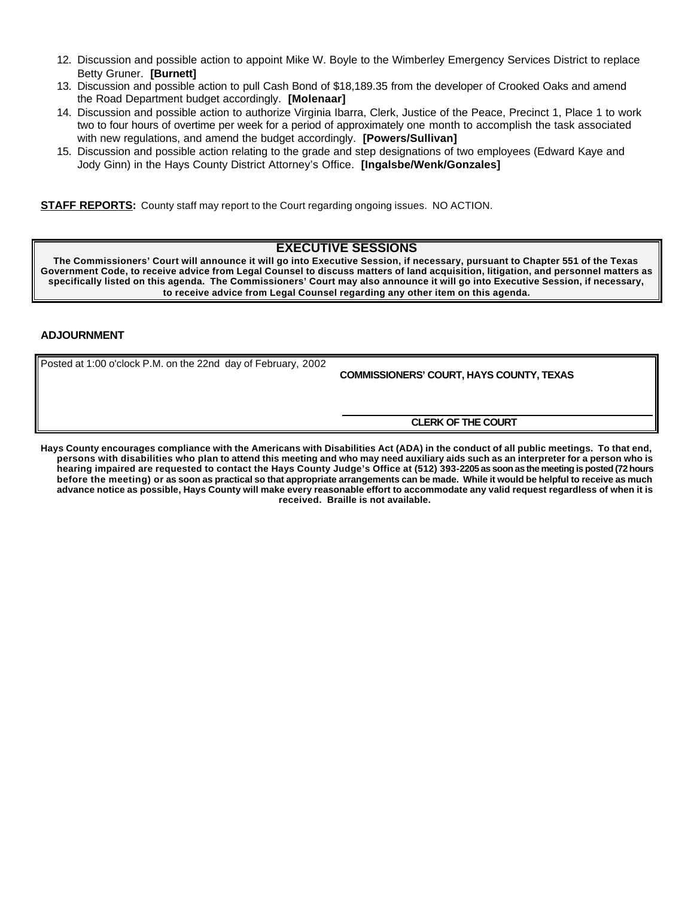12. Discussion and possible action to appoint Mike W. Boyle to the Wimberley Emergency Services District to replace Betty Gruner. **[Burnett]**
13. Discussion and possible action to pull Cash Bond of $18,189.35 from the developer of Crooked Oaks and amend the Road Department budget accordingly. **[Molenaar]**
14. Discussion and possible action to authorize Virginia Ibarra, Clerk, Justice of the Peace, Precinct 1, Place 1 to work two to four hours of overtime per week for a period of approximately one month to accomplish the task associated with new regulations, and amend the budget accordingly. **[Powers/Sullivan]**
15. Discussion and possible action relating to the grade and step designations of two employees (Edward Kaye and Jody Ginn) in the Hays County District Attorney's Office. **[Ingalsbe/Wenk/Gonzales]**

**STAFF REPORTS:** County staff may report to the Court regarding ongoing issues. NO ACTION.

## EXECUTIVE SESSIONS

**The Commissioners' Court will announce it will go into Executive Session, if necessary, pursuant to Chapter 551 of the Texas Government Code, to receive advice from Legal Counsel to discuss matters of land acquisition, litigation, and personnel matters as specifically listed on this agenda. The Commissioners' Court may also announce it will go into Executive Session, if necessary, to receive advice from Legal Counsel regarding any other item on this agenda.**

**ADJOURNMENT**

Posted at 1:00 o'clock P.M. on the 22nd day of February, 2002

**COMMISSIONERS' COURT, HAYS COUNTY, TEXAS**

**CLERK OF THE COURT**

**Hays County encourages compliance with the Americans with Disabilities Act (ADA) in the conduct of all public meetings. To that end, persons with disabilities who plan to attend this meeting and who may need auxiliary aids such as an interpreter for a person who is hearing impaired are requested to contact the Hays County Judge's Office at (512) 393-2205 as soon as the meeting is posted (72 hours before the meeting) or as soon as practical so that appropriate arrangements can be made. While it would be helpful to receive as much advance notice as possible, Hays County will make every reasonable effort to accommodate any valid request regardless of when it is received. Braille is not available.**